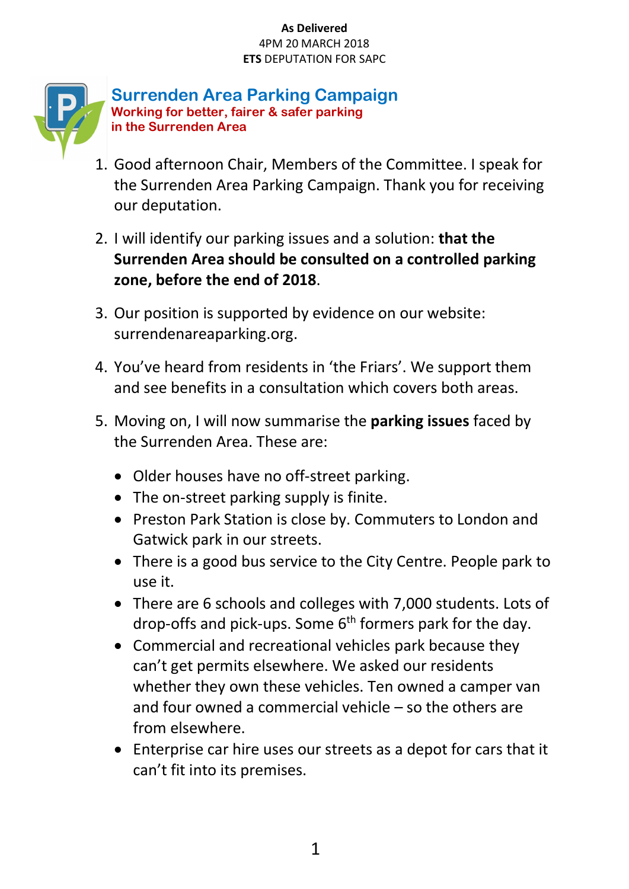**As Delivered**
4PM 20 MARCH 2018
**ETS** DEPUTATION FOR SAPC

## Surrenden Area Parking Campaign

**Working for better, fairer & safer parking in the Surrenden Area**

1. Good afternoon Chair, Members of the Committee. I speak for the Surrenden Area Parking Campaign. Thank you for receiving our deputation.

2. I will identify our parking issues and a solution: **that the Surrenden Area should be consulted on a controlled parking zone, before the end of 2018**.

3. Our position is supported by evidence on our website: surrendenareaparking.org.

4. You've heard from residents in 'the Friars'. We support them and see benefits in a consultation which covers both areas.

5. Moving on, I will now summarise the **parking issues** faced by the Surrenden Area. These are:

   - Older houses have no off-street parking.
   - The on-street parking supply is finite.
   - Preston Park Station is close by. Commuters to London and Gatwick park in our streets.
   - There is a good bus service to the City Centre. People park to use it.
   - There are 6 schools and colleges with 7,000 students. Lots of drop-offs and pick-ups. Some 6th formers park for the day.
   - Commercial and recreational vehicles park because they can't get permits elsewhere. We asked our residents whether they own these vehicles. Ten owned a camper van and four owned a commercial vehicle – so the others are from elsewhere.
   - Enterprise car hire uses our streets as a depot for cars that it can't fit into its premises.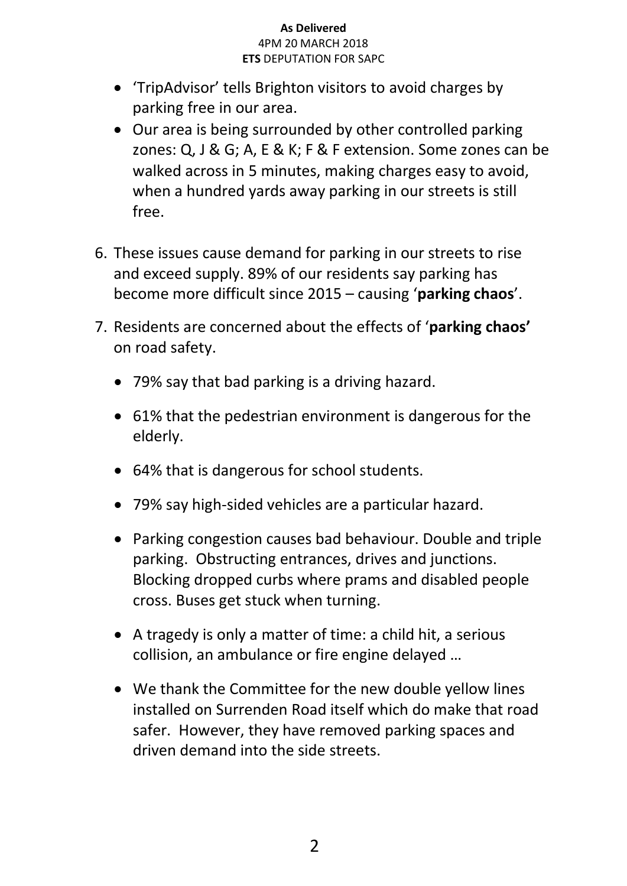- 'TripAdvisor' tells Brighton visitors to avoid charges by parking free in our area.
- Our area is being surrounded by other controlled parking zones: Q, J & G; A, E & K; F & F extension. Some zones can be walked across in 5 minutes, making charges easy to avoid, when a hundred yards away parking in our streets is still free.

6. These issues cause demand for parking in our streets to rise and exceed supply. 89% of our residents say parking has become more difficult since 2015 – causing '**parking chaos**'.

7. Residents are concerned about the effects of '**parking chaos'** on road safety.

   - 79% say that bad parking is a driving hazard.
   - 61% that the pedestrian environment is dangerous for the elderly.
   - 64% that is dangerous for school students.
   - 79% say high-sided vehicles are a particular hazard.
   - Parking congestion causes bad behaviour. Double and triple parking. Obstructing entrances, drives and junctions. Blocking dropped curbs where prams and disabled people cross. Buses get stuck when turning.
   - A tragedy is only a matter of time: a child hit, a serious collision, an ambulance or fire engine delayed …
   - We thank the Committee for the new double yellow lines installed on Surrenden Road itself which do make that road safer. However, they have removed parking spaces and driven demand into the side streets.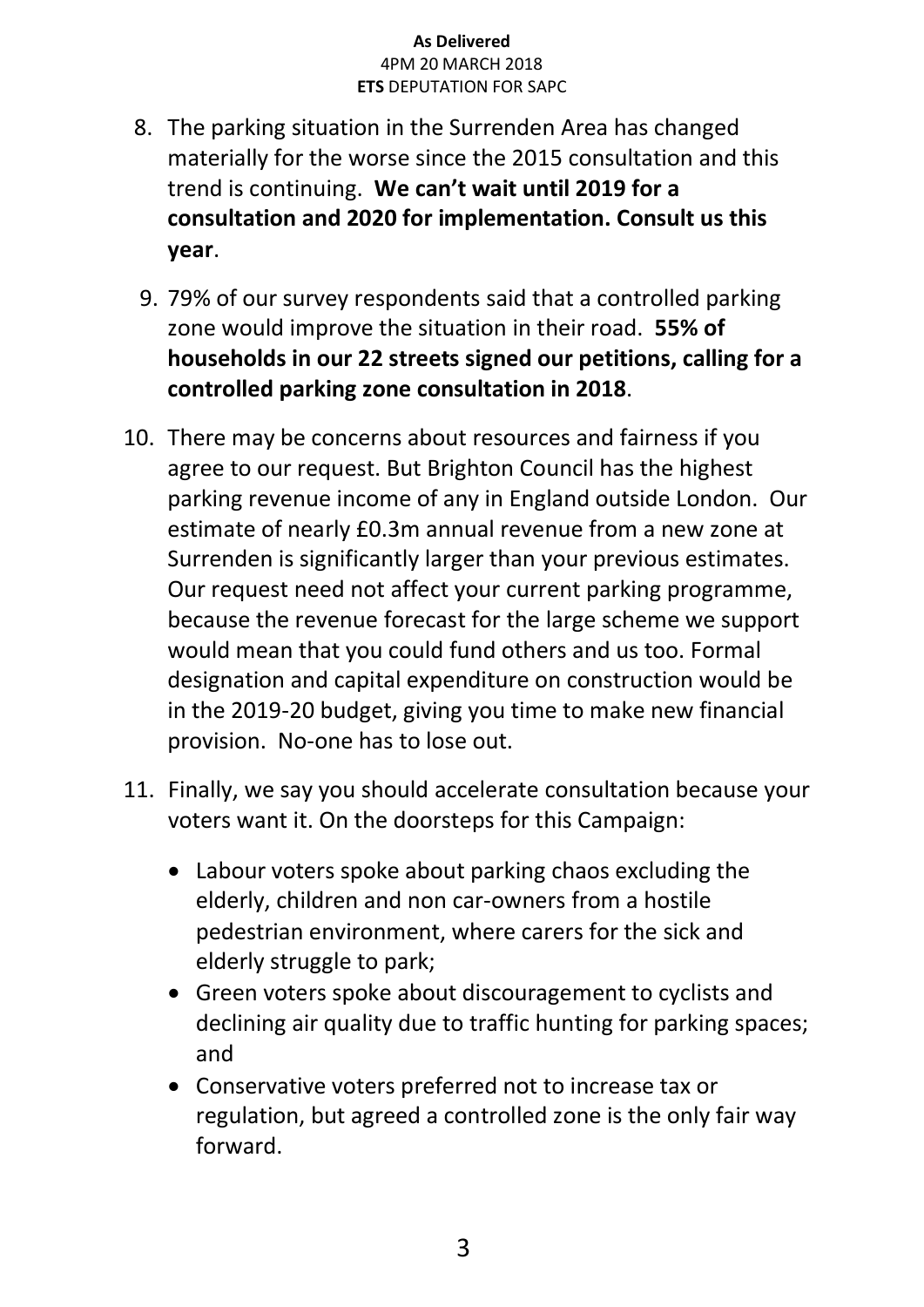8. The parking situation in the Surrenden Area has changed materially for the worse since the 2015 consultation and this trend is continuing. **We can't wait until 2019 for a consultation and 2020 for implementation. Consult us this year**.

9. 79% of our survey respondents said that a controlled parking zone would improve the situation in their road. **55% of households in our 22 streets signed our petitions, calling for a controlled parking zone consultation in 2018**.

10. There may be concerns about resources and fairness if you agree to our request. But Brighton Council has the highest parking revenue income of any in England outside London. Our estimate of nearly £0.3m annual revenue from a new zone at Surrenden is significantly larger than your previous estimates. Our request need not affect your current parking programme, because the revenue forecast for the large scheme we support would mean that you could fund others and us too. Formal designation and capital expenditure on construction would be in the 2019-20 budget, giving you time to make new financial provision. No-one has to lose out.

11. Finally, we say you should accelerate consultation because your voters want it. On the doorsteps for this Campaign:

    - Labour voters spoke about parking chaos excluding the elderly, children and non car-owners from a hostile pedestrian environment, where carers for the sick and elderly struggle to park;
    - Green voters spoke about discouragement to cyclists and declining air quality due to traffic hunting for parking spaces; and
    - Conservative voters preferred not to increase tax or regulation, but agreed a controlled zone is the only fair way forward.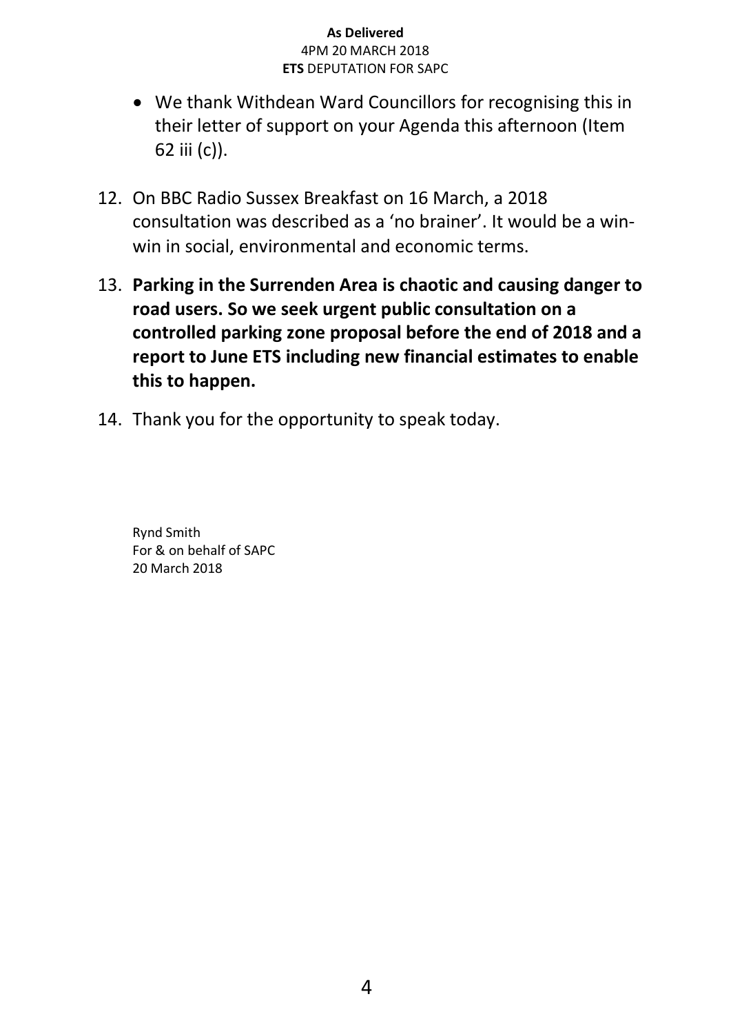- We thank Withdean Ward Councillors for recognising this in their letter of support on your Agenda this afternoon (Item 62 iii (c)).

12. On BBC Radio Sussex Breakfast on 16 March, a 2018 consultation was described as a 'no brainer'. It would be a win-win in social, environmental and economic terms.

13. **Parking in the Surrenden Area is chaotic and causing danger to road users. So we seek urgent public consultation on a controlled parking zone proposal before the end of 2018 and a report to June ETS including new financial estimates to enable this to happen.**

14. Thank you for the opportunity to speak today.

Rynd Smith
For & on behalf of SAPC
20 March 2018